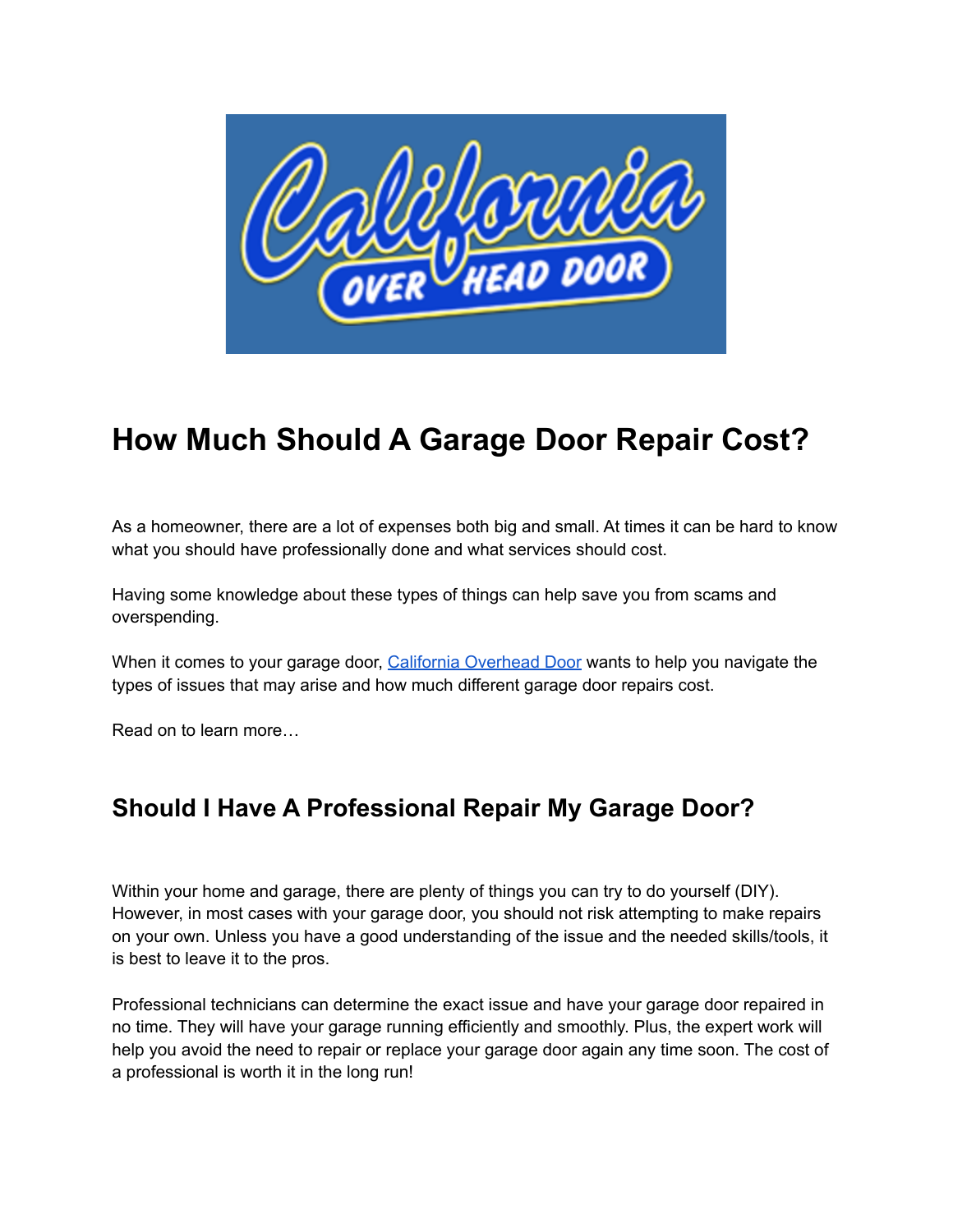# How Much Should A Garage Door Repair Cost?

As a homeowner, there are a lot of expenses both big and small. At times it can be hard to know what you should have professionally done and what services should cost.

Having some knowledge about these types of things can help save you from scams and overspending.

When it comes to your garage door, California Overhead Door wants to help you navigate the types of issues that may arise and how much different garage door repairs cost.

Read on to learn more…

## Should I Have A Professional Repair My Garage Door?

Within your home and garage, there are plenty of things you can try to do yourself (DIY). However, in most cases with your garage door, you should not risk attempting to make repairs on your own. Unless you have a good understanding of the issue and the needed skills/tools, it is best to leave it to the pros.

Professional technicians can determine the exact issue and have your garage door repaired in no time. They will have your garage running efficiently and smoothly. Plus, the expert work will help you avoid the need to repair or replace your garage door again any time soon. The cost of a professional is worth it in the long run!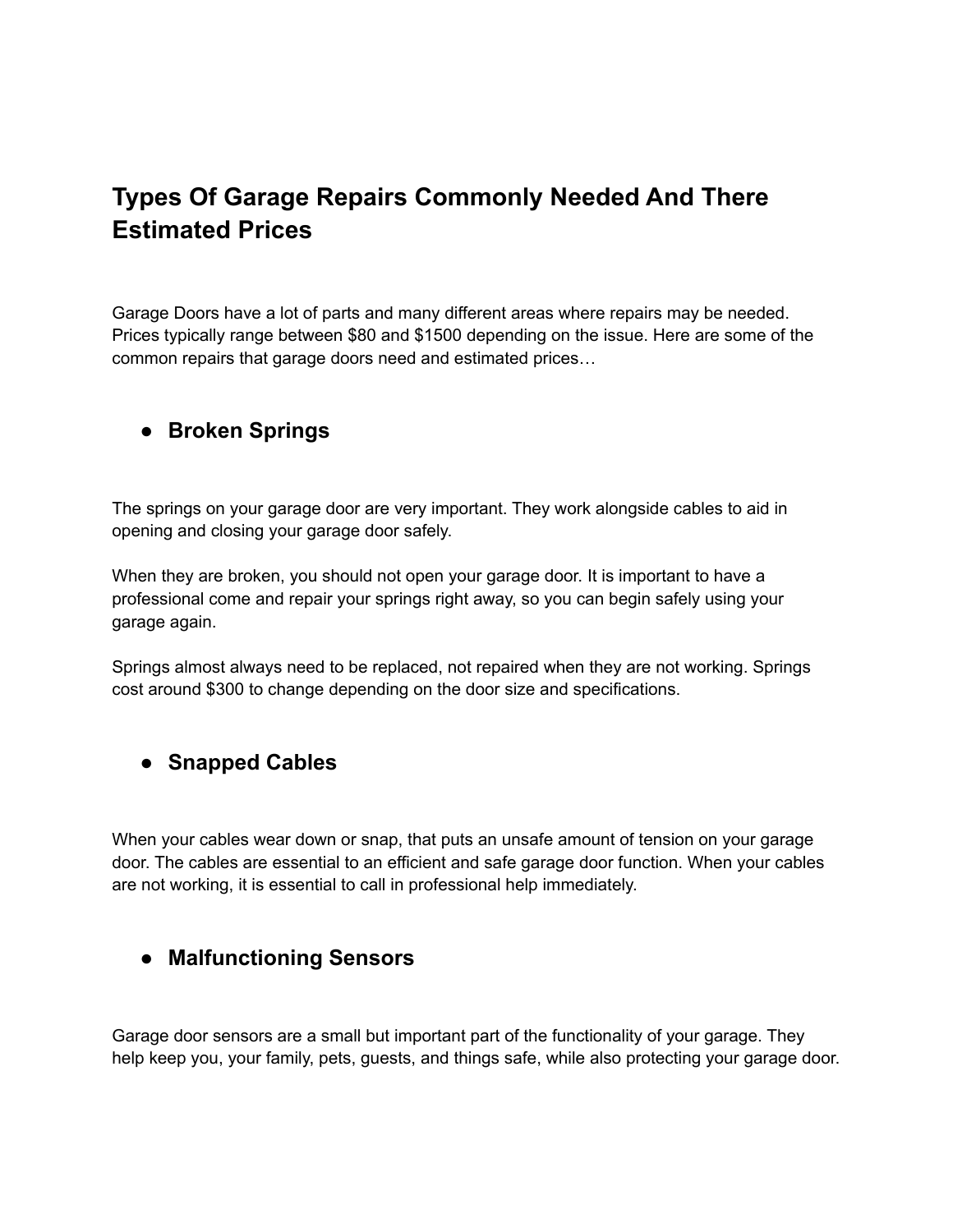# Types Of Garage Repairs Commonly Needed And There Estimated Prices

Garage Doors have a lot of parts and many different areas where repairs may be needed. Prices typically range between $80 and $1500 depending on the issue. Here are some of the common repairs that garage doors need and estimated prices…

- ## Broken Springs

The springs on your garage door are very important. They work alongside cables to aid in opening and closing your garage door safely.

When they are broken, you should not open your garage door. It is important to have a professional come and repair your springs right away, so you can begin safely using your garage again.

Springs almost always need to be replaced, not repaired when they are not working. Springs cost around $300 to change depending on the door size and specifications.

- ## Snapped Cables

When your cables wear down or snap, that puts an unsafe amount of tension on your garage door. The cables are essential to an efficient and safe garage door function. When your cables are not working, it is essential to call in professional help immediately.

- ## Malfunctioning Sensors

Garage door sensors are a small but important part of the functionality of your garage. They help keep you, your family, pets, guests, and things safe, while also protecting your garage door.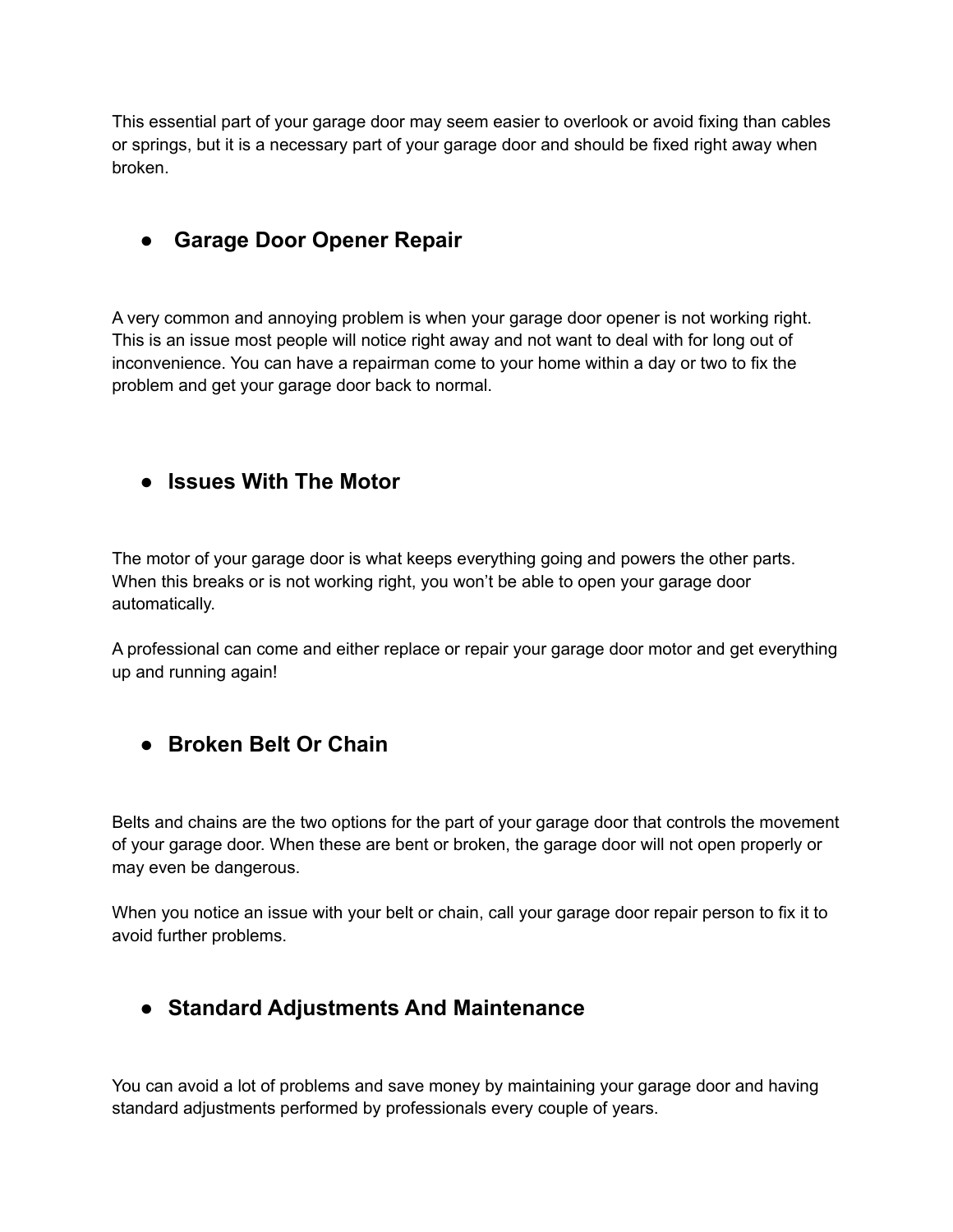This essential part of your garage door may seem easier to overlook or avoid fixing than cables or springs, but it is a necessary part of your garage door and should be fixed right away when broken.

- ### Garage Door Opener Repair

A very common and annoying problem is when your garage door opener is not working right. This is an issue most people will notice right away and not want to deal with for long out of inconvenience. You can have a repairman come to your home within a day or two to fix the problem and get your garage door back to normal.

- ### Issues With The Motor

The motor of your garage door is what keeps everything going and powers the other parts. When this breaks or is not working right, you won't be able to open your garage door automatically.

A professional can come and either replace or repair your garage door motor and get everything up and running again!

- ### Broken Belt Or Chain

Belts and chains are the two options for the part of your garage door that controls the movement of your garage door. When these are bent or broken, the garage door will not open properly or may even be dangerous.

When you notice an issue with your belt or chain, call your garage door repair person to fix it to avoid further problems.

- ### Standard Adjustments And Maintenance

You can avoid a lot of problems and save money by maintaining your garage door and having standard adjustments performed by professionals every couple of years.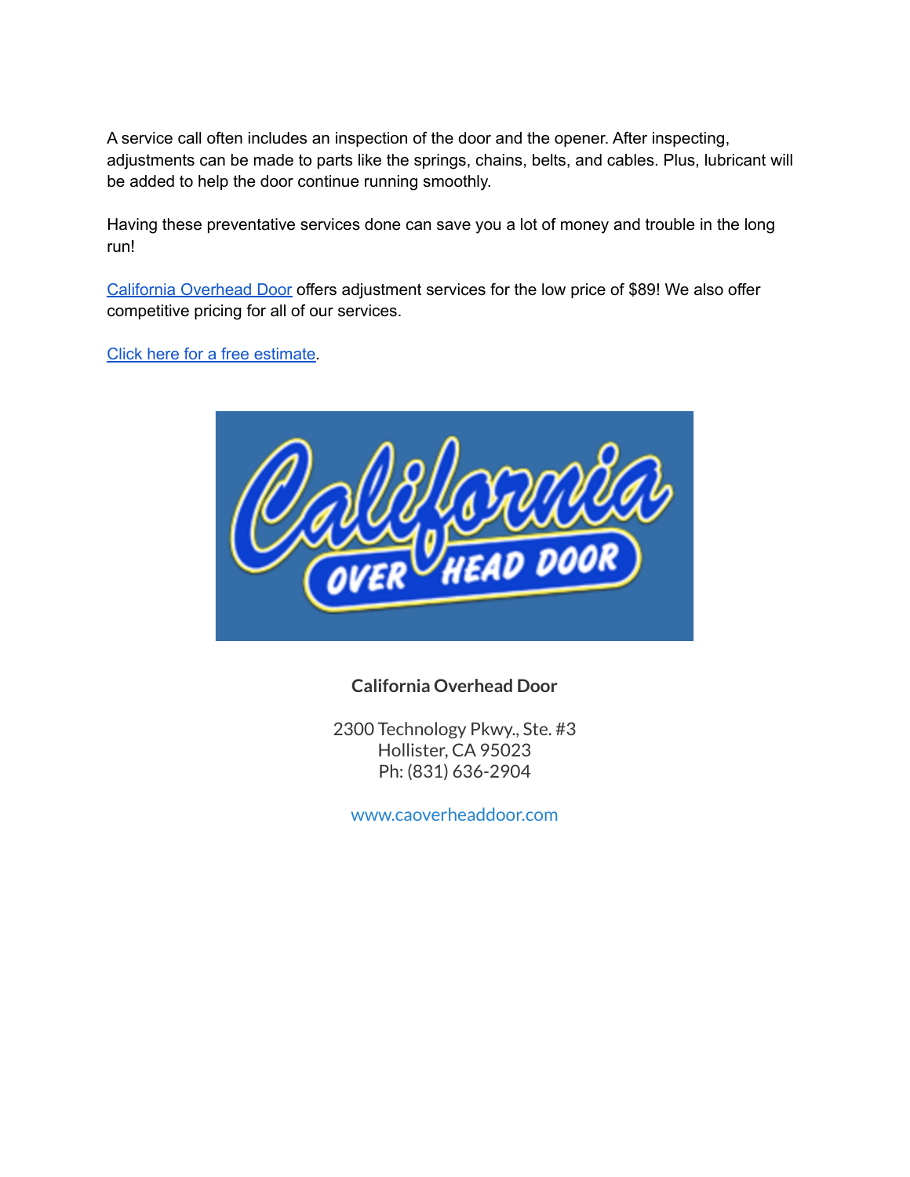A service call often includes an inspection of the door and the opener. After inspecting, adjustments can be made to parts like the springs, chains, belts, and cables. Plus, lubricant will be added to help the door continue running smoothly.

Having these preventative services done can save you a lot of money and trouble in the long run!

California Overhead Door offers adjustment services for the low price of $89! We also offer competitive pricing for all of our services.

Click here for a free estimate.

**California Overhead Door**

2300 Technology Pkwy., Ste. #3
Hollister, CA 95023
Ph: (831) 636-2904

www.caoverheaddoor.com